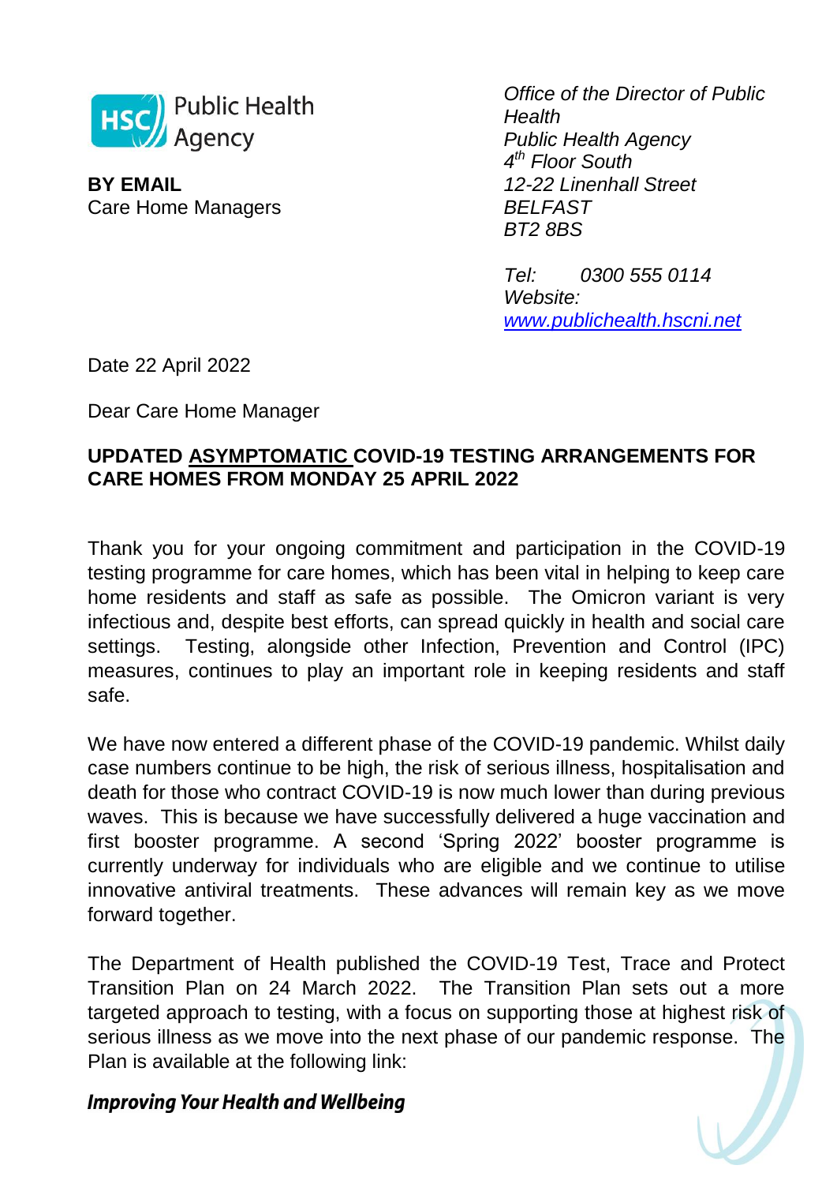Public Health Agency

**BY EMAIL**
Care Home Managers

*Office of the Director of Public Health*
*Public Health Agency*
*4th Floor South*
*12-22 Linenhall Street*
*BELFAST*
*BT2 8BS*

*Tel: 0300 555 0114*
*Website:* *www.publichealth.hscni.net*

Date 22 April 2022

Dear Care Home Manager

**UPDATED ASYMPTOMATIC COVID-19 TESTING ARRANGEMENTS FOR CARE HOMES FROM MONDAY 25 APRIL 2022**

Thank you for your ongoing commitment and participation in the COVID-19 testing programme for care homes, which has been vital in helping to keep care home residents and staff as safe as possible. The Omicron variant is very infectious and, despite best efforts, can spread quickly in health and social care settings. Testing, alongside other Infection, Prevention and Control (IPC) measures, continues to play an important role in keeping residents and staff safe.

We have now entered a different phase of the COVID-19 pandemic. Whilst daily case numbers continue to be high, the risk of serious illness, hospitalisation and death for those who contract COVID-19 is now much lower than during previous waves. This is because we have successfully delivered a huge vaccination and first booster programme. A second 'Spring 2022' booster programme is currently underway for individuals who are eligible and we continue to utilise innovative antiviral treatments. These advances will remain key as we move forward together.

The Department of Health published the COVID-19 Test, Trace and Protect Transition Plan on 24 March 2022. The Transition Plan sets out a more targeted approach to testing, with a focus on supporting those at highest risk of serious illness as we move into the next phase of our pandemic response. The Plan is available at the following link: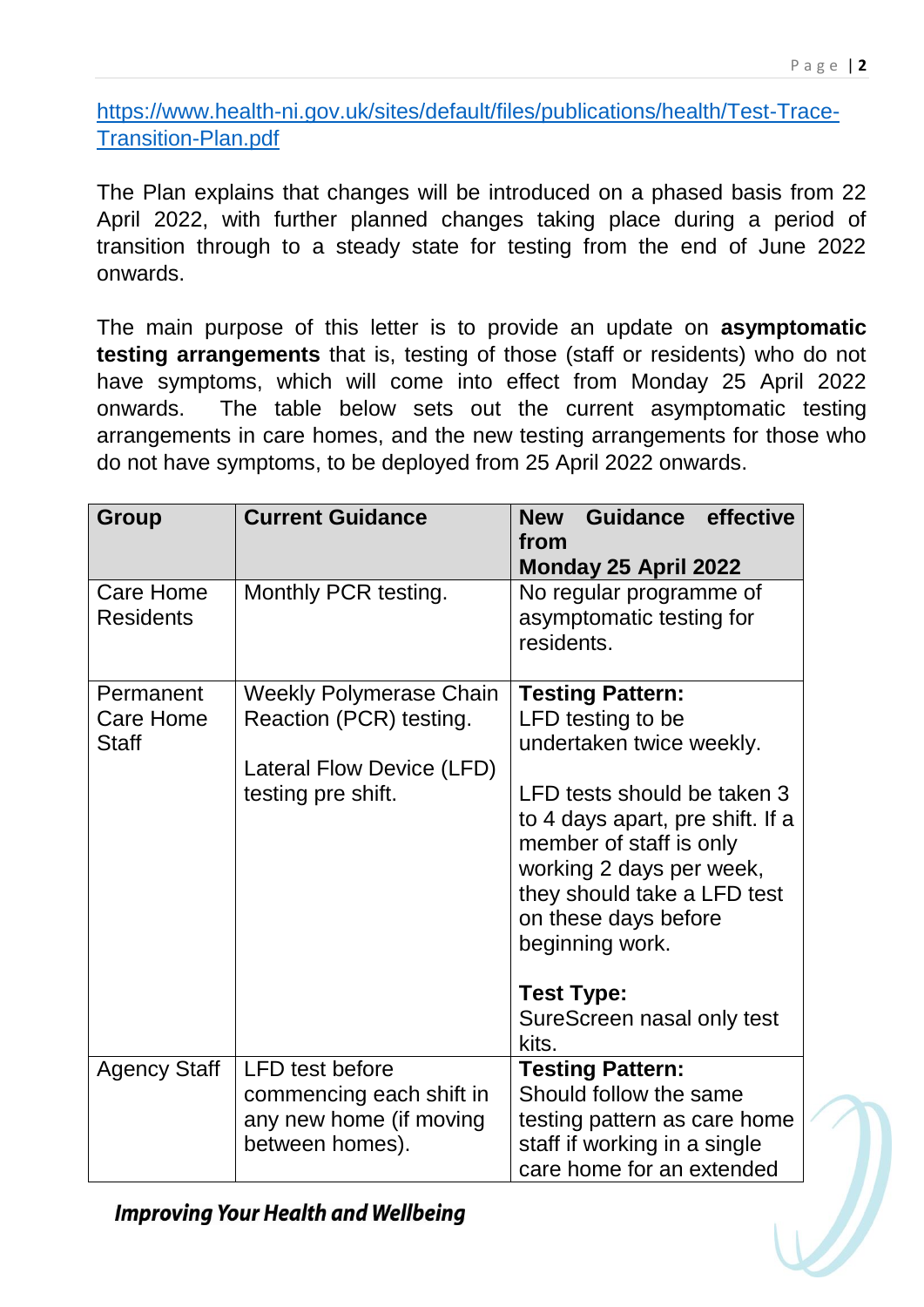https://www.health-ni.gov.uk/sites/default/files/publications/health/Test-Trace-Transition-Plan.pdf

The Plan explains that changes will be introduced on a phased basis from 22 April 2022, with further planned changes taking place during a period of transition through to a steady state for testing from the end of June 2022 onwards.

The main purpose of this letter is to provide an update on **asymptomatic testing arrangements** that is, testing of those (staff or residents) who do not have symptoms, which will come into effect from Monday 25 April 2022 onwards. The table below sets out the current asymptomatic testing arrangements in care homes, and the new testing arrangements for those who do not have symptoms, to be deployed from 25 April 2022 onwards.

| Group | Current Guidance | New Guidance effective from Monday 25 April 2022 |
|---|---|---|
| Care Home Residents | Monthly PCR testing. | No regular programme of asymptomatic testing for residents. |
| Permanent Care Home Staff | Weekly Polymerase Chain Reaction (PCR) testing.<br><br>Lateral Flow Device (LFD) testing pre shift. | **Testing Pattern:**<br>LFD testing to be undertaken twice weekly.<br><br>LFD tests should be taken 3 to 4 days apart, pre shift. If a member of staff is only working 2 days per week, they should take a LFD test on these days before beginning work.<br><br>**Test Type:**<br>SureScreen nasal only test kits. |
| Agency Staff | LFD test before commencing each shift in any new home (if moving between homes). | **Testing Pattern:**<br>Should follow the same testing pattern as care home staff if working in a single care home for an extended |

*Improving Your Health and Wellbeing*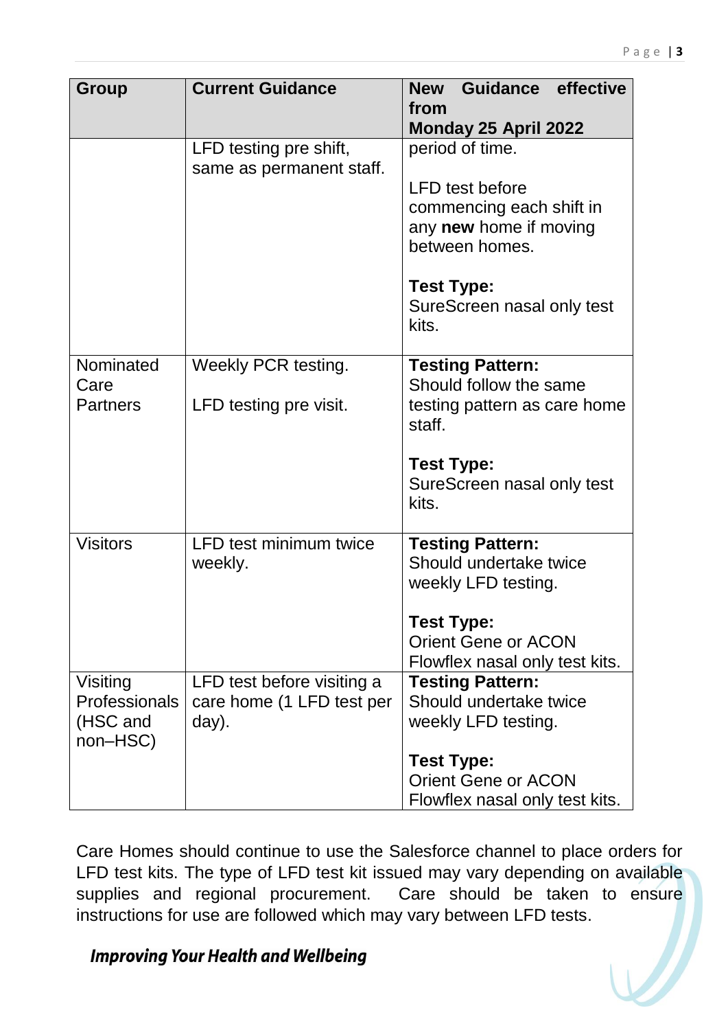| Group | Current Guidance | New Guidance effective from Monday 25 April 2022 |
|---|---|---|
| | LFD testing pre shift, same as permanent staff. | period of time.<br><br>LFD test before commencing each shift in any **new** home if moving between homes.<br><br>**Test Type:**<br>SureScreen nasal only test kits. |
| Nominated Care Partners | Weekly PCR testing.<br><br>LFD testing pre visit. | **Testing Pattern:**<br>Should follow the same testing pattern as care home staff.<br><br>**Test Type:**<br>SureScreen nasal only test kits. |
| Visitors | LFD test minimum twice weekly. | **Testing Pattern:**<br>Should undertake twice weekly LFD testing.<br><br>**Test Type:**<br>Orient Gene or ACON Flowflex nasal only test kits. |
| Visiting Professionals (HSC and non–HSC) | LFD test before visiting a care home (1 LFD test per day). | **Testing Pattern:**<br>Should undertake twice weekly LFD testing.<br><br>**Test Type:**<br>Orient Gene or ACON Flowflex nasal only test kits. |

Care Homes should continue to use the Salesforce channel to place orders for LFD test kits. The type of LFD test kit issued may vary depending on available supplies and regional procurement. Care should be taken to ensure instructions for use are followed which may vary between LFD tests.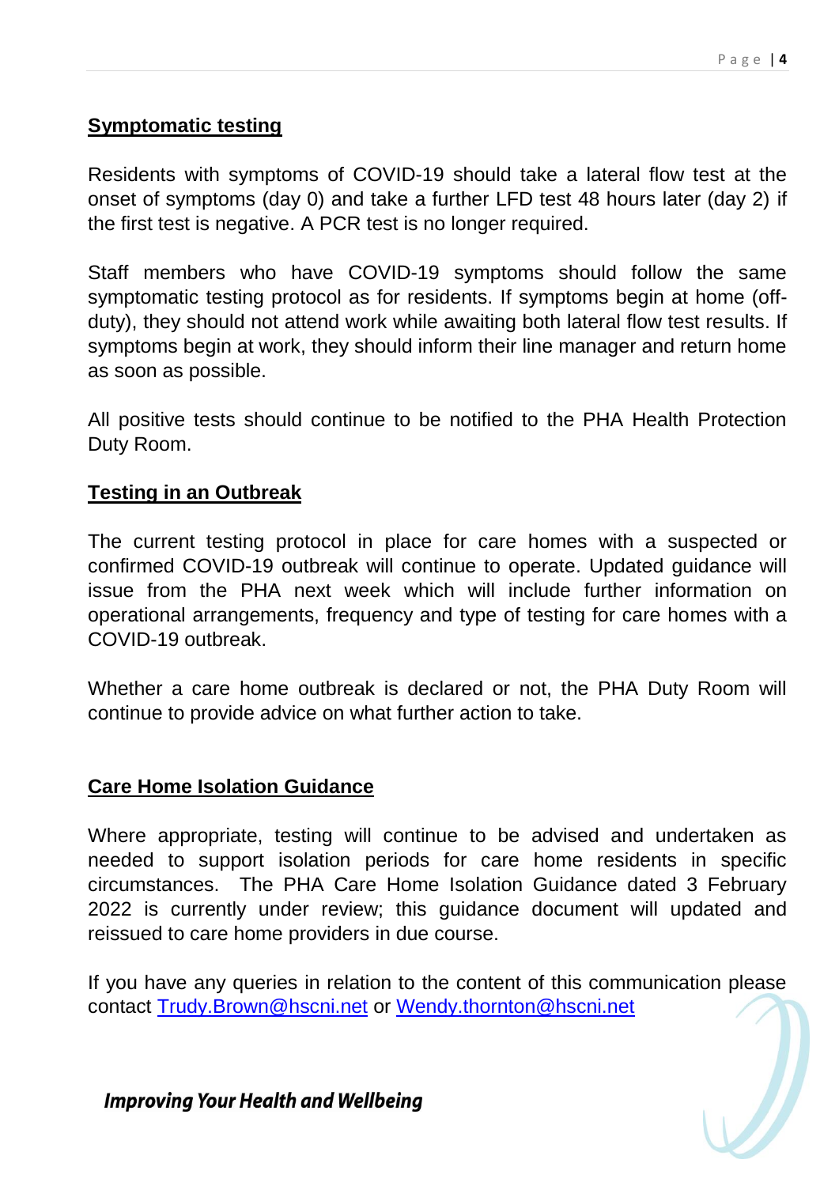## Symptomatic testing

Residents with symptoms of COVID-19 should take a lateral flow test at the onset of symptoms (day 0) and take a further LFD test 48 hours later (day 2) if the first test is negative. A PCR test is no longer required.

Staff members who have COVID-19 symptoms should follow the same symptomatic testing protocol as for residents. If symptoms begin at home (off-duty), they should not attend work while awaiting both lateral flow test results. If symptoms begin at work, they should inform their line manager and return home as soon as possible.

All positive tests should continue to be notified to the PHA Health Protection Duty Room.

## Testing in an Outbreak

The current testing protocol in place for care homes with a suspected or confirmed COVID-19 outbreak will continue to operate. Updated guidance will issue from the PHA next week which will include further information on operational arrangements, frequency and type of testing for care homes with a COVID-19 outbreak.

Whether a care home outbreak is declared or not, the PHA Duty Room will continue to provide advice on what further action to take.

## Care Home Isolation Guidance

Where appropriate, testing will continue to be advised and undertaken as needed to support isolation periods for care home residents in specific circumstances. The PHA Care Home Isolation Guidance dated 3 February 2022 is currently under review; this guidance document will updated and reissued to care home providers in due course.

If you have any queries in relation to the content of this communication please contact [Trudy.Brown@hscni.net](mailto:Trudy.Brown@hscni.net) or [Wendy.thornton@hscni.net](mailto:Wendy.thornton@hscni.net)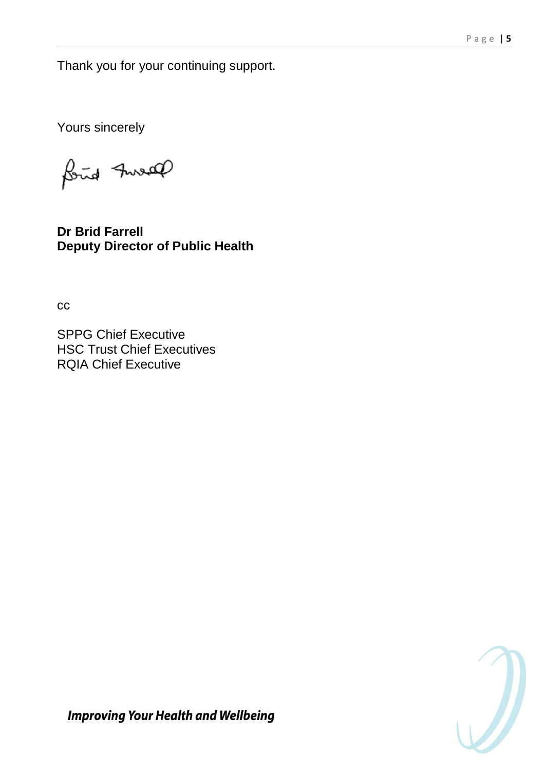Thank you for your continuing support.

Yours sincerely

**Dr Brid Farrell**
**Deputy Director of Public Health**

cc

SPPG Chief Executive
HSC Trust Chief Executives
RQIA Chief Executive

***Improving Your Health and Wellbeing***